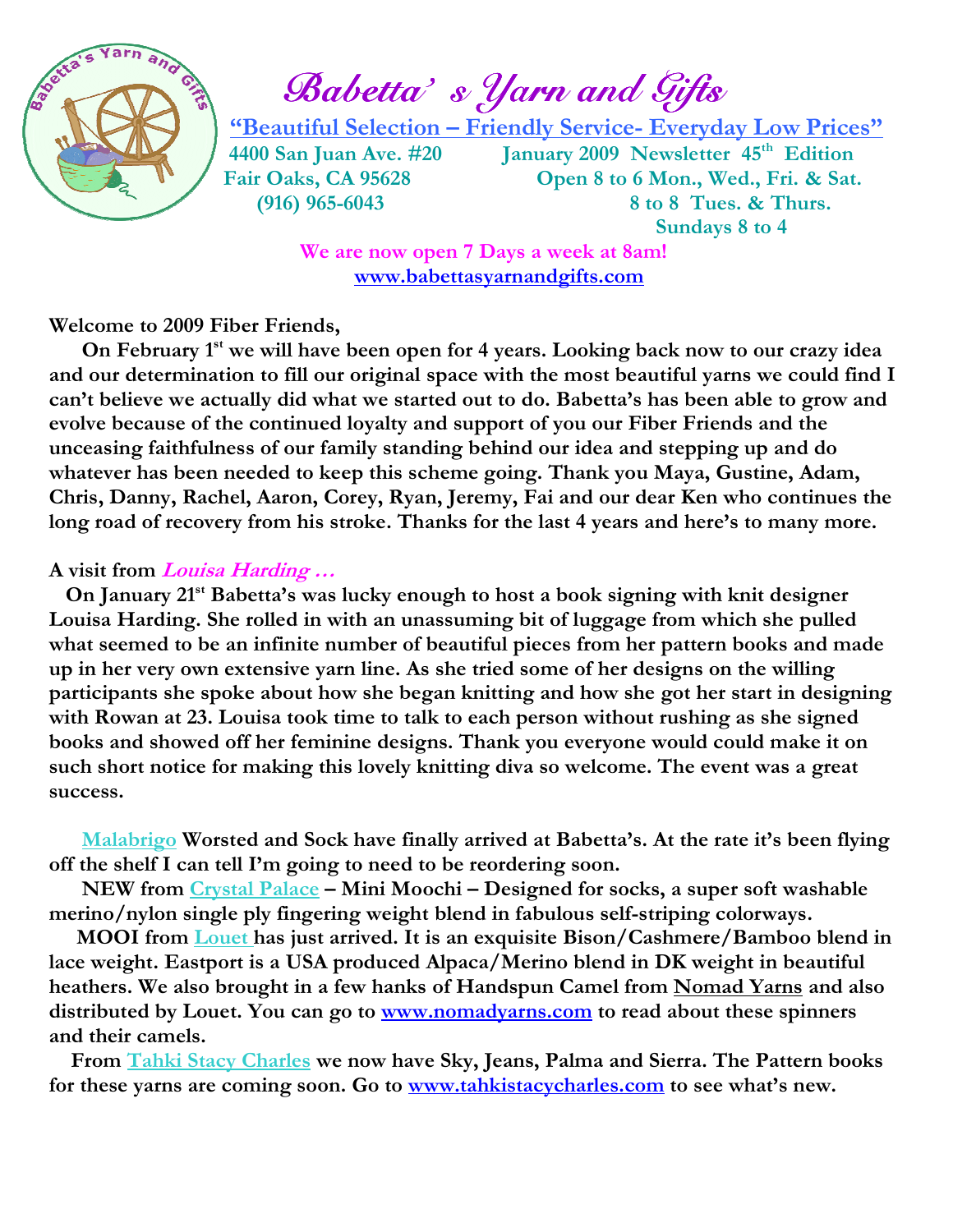# Babetta's Yarn and Gifts

**"Beautiful Selection – Friendly Service- Everyday Low Prices"**

**4400 San Juan Ave. #20**
**Fair Oaks, CA 95628**
**(916) 965-6043**

**January 2009 Newsletter 45th Edition**
**Open 8 to 6 Mon., Wed., Fri. & Sat.**
**8 to 8 Tues. & Thurs.**
**Sundays 8 to 4**

**We are now open 7 Days a week at 8am!**

www.babettasyarnandgifts.com

**Welcome to 2009 Fiber Friends,**

**On February 1st we will have been open for 4 years. Looking back now to our crazy idea and our determination to fill our original space with the most beautiful yarns we could find I can't believe we actually did what we started out to do. Babetta's has been able to grow and evolve because of the continued loyalty and support of you our Fiber Friends and the unceasing faithfulness of our family standing behind our idea and stepping up and do whatever has been needed to keep this scheme going. Thank you Maya, Gustine, Adam, Chris, Danny, Rachel, Aaron, Corey, Ryan, Jeremy, Fai and our dear Ken who continues the long road of recovery from his stroke. Thanks for the last 4 years and here's to many more.**

**A visit from *Louisa Harding …***

**On January 21st Babetta's was lucky enough to host a book signing with knit designer Louisa Harding. She rolled in with an unassuming bit of luggage from which she pulled what seemed to be an infinite number of beautiful pieces from her pattern books and made up in her very own extensive yarn line. As she tried some of her designs on the willing participants she spoke about how she began knitting and how she got her start in designing with Rowan at 23. Louisa took time to talk to each person without rushing as she signed books and showed off her feminine designs. Thank you everyone would could make it on such short notice for making this lovely knitting diva so welcome. The event was a great success.**

**Malabrigo Worsted and Sock have finally arrived at Babetta's. At the rate it's been flying off the shelf I can tell I'm going to need to be reordering soon.**

**NEW from Crystal Palace – Mini Moochi – Designed for socks, a super soft washable merino/nylon single ply fingering weight blend in fabulous self-striping colorways.**

**MOOI from Louet has just arrived. It is an exquisite Bison/Cashmere/Bamboo blend in lace weight. Eastport is a USA produced Alpaca/Merino blend in DK weight in beautiful heathers. We also brought in a few hanks of Handspun Camel from Nomad Yarns and also distributed by Louet. You can go to www.nomadyarns.com to read about these spinners and their camels.**

**From Tahki Stacy Charles we now have Sky, Jeans, Palma and Sierra. The Pattern books for these yarns are coming soon. Go to www.tahkistacycharles.com to see what's new.**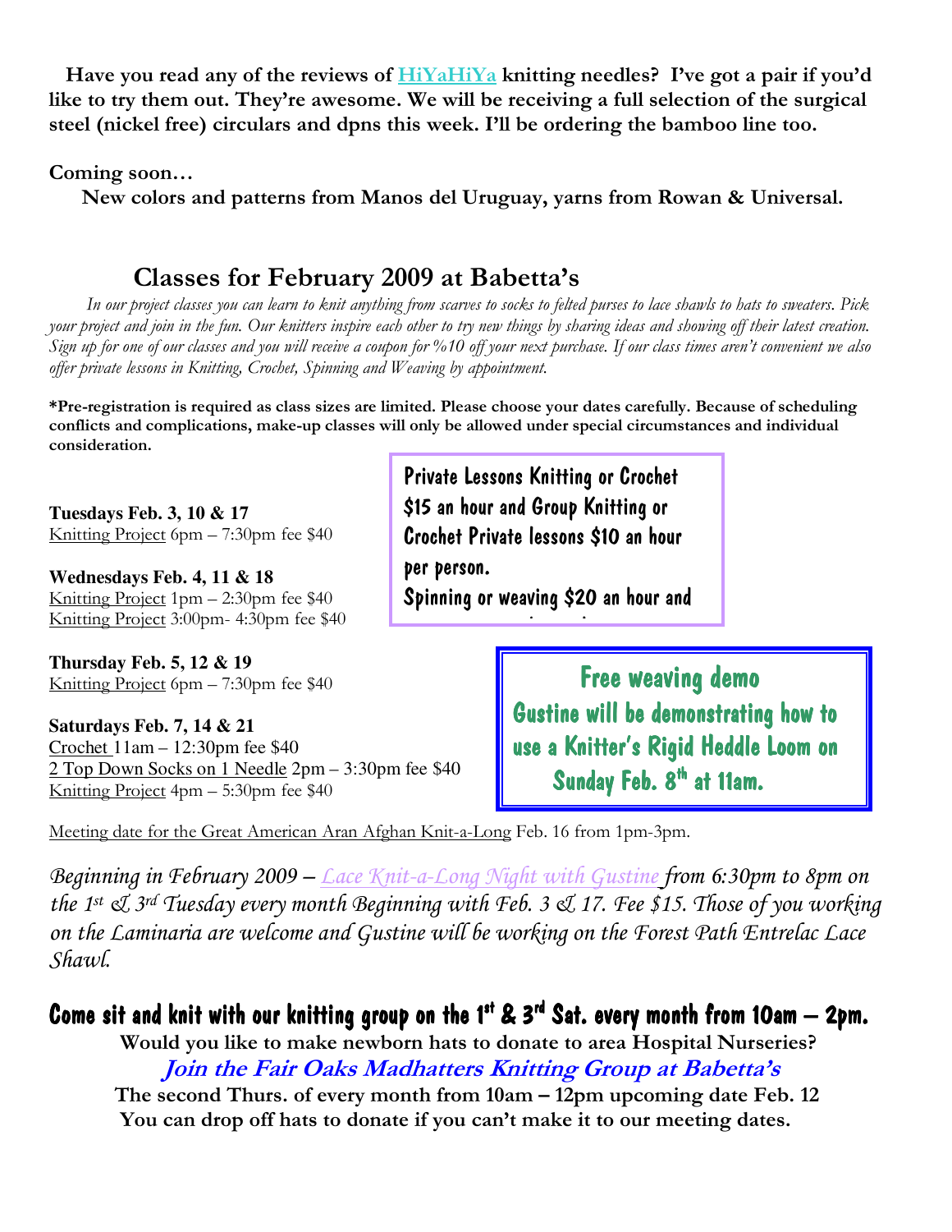**Have you read any of the reviews of HiYaHiYa knitting needles? I've got a pair if you'd like to try them out. They're awesome. We will be receiving a full selection of the surgical steel (nickel free) circulars and dpns this week. I'll be ordering the bamboo line too.**

**Coming soon…**

**New colors and patterns from Manos del Uruguay, yarns from Rowan & Universal.**

## Classes for February 2009 at Babetta's

*In our project classes you can learn to knit anything from scarves to socks to felted purses to lace shawls to hats to sweaters. Pick your project and join in the fun. Our knitters inspire each other to try new things by sharing ideas and showing off their latest creation. Sign up for one of our classes and you will receive a coupon for %10 off your next purchase. If our class times aren't convenient we also offer private lessons in Knitting, Crochet, Spinning and Weaving by appointment.*

**\*Pre-registration is required as class sizes are limited. Please choose your dates carefully. Because of scheduling conflicts and complications, make-up classes will only be allowed under special circumstances and individual consideration.**

**Tuesdays Feb. 3, 10 & 17**
Knitting Project 6pm – 7:30pm fee $40

**Wednesdays Feb. 4, 11 & 18**
Knitting Project 1pm – 2:30pm fee $40
Knitting Project 3:00pm- 4:30pm fee $40

**Thursday Feb. 5, 12 & 19**
Knitting Project 6pm – 7:30pm fee $40

**Saturdays Feb. 7, 14 & 21**
Crochet 11am – 12:30pm fee $40
2 Top Down Socks on 1 Needle 2pm – 3:30pm fee $40
Knitting Project 4pm – 5:30pm fee $40

Private Lessons Knitting or Crochet $15 an hour and Group Knitting or Crochet Private lessons $10 an hour per person.
Spinning or weaving $20 an hour and

**Free weaving demo**
**Gustine will be demonstrating how to use a Knitter's Rigid Heddle Loom on Sunday Feb. 8th at 11am.**

Meeting date for the Great American Aran Afghan Knit-a-Long Feb. 16 from 1pm-3pm.

*Beginning in February 2009 – Lace Knit-a-Long Night with Gustine from 6:30pm to 8pm on the 1st & 3rd Tuesday every month Beginning with Feb. 3 & 17. Fee $15. Those of you working on the Laminaria are welcome and Gustine will be working on the Forest Path Entrelac Lace Shawl.*

**Come sit and knit with our knitting group on the 1st & 3rd Sat. every month from 10am – 2pm.**

**Would you like to make newborn hats to donate to area Hospital Nurseries?**

***Join the Fair Oaks Madhatters Knitting Group at Babetta's***

**The second Thurs. of every month from 10am – 12pm upcoming date Feb. 12**

**You can drop off hats to donate if you can't make it to our meeting dates.**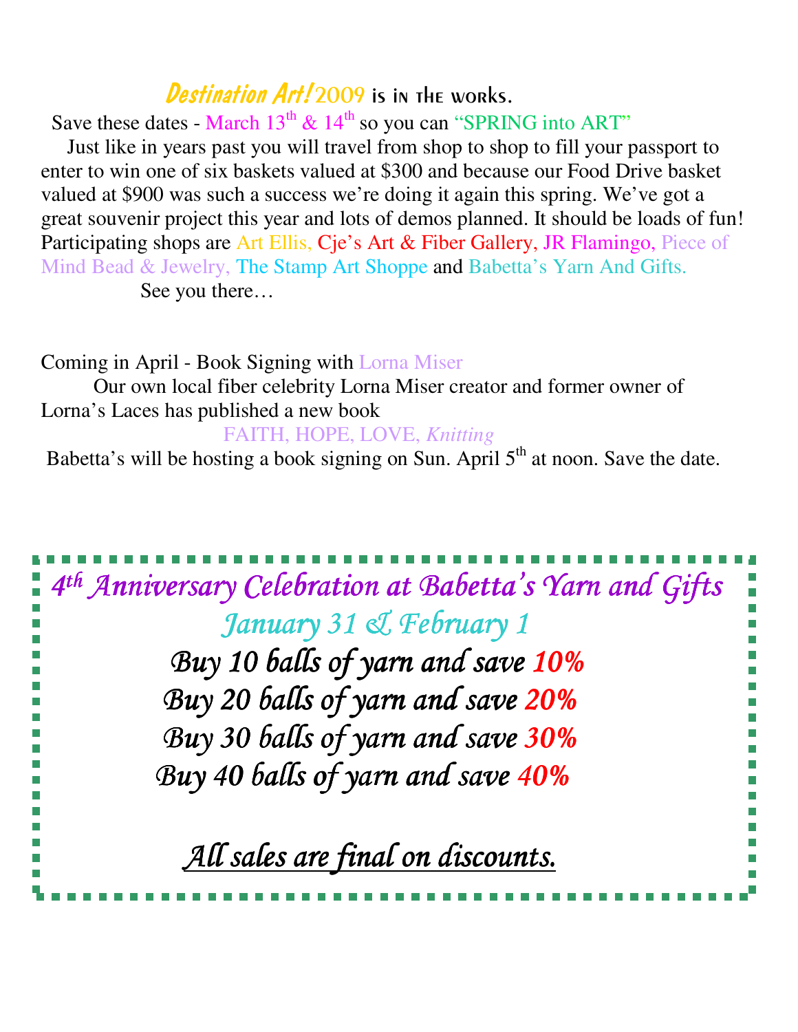## *Destination Art!* 2009 is in the works.

Save these dates - March 13th & 14th so you can "SPRING into ART"

Just like in years past you will travel from shop to shop to fill your passport to enter to win one of six baskets valued at $300 and because our Food Drive basket valued at $900 was such a success we're doing it again this spring. We've got a great souvenir project this year and lots of demos planned. It should be loads of fun! Participating shops are Art Ellis, Cje's Art & Fiber Gallery, JR Flamingo, Piece of Mind Bead & Jewelry, The Stamp Art Shoppe and Babetta's Yarn And Gifts.

See you there…

Coming in April - Book Signing with Lorna Miser

Our own local fiber celebrity Lorna Miser creator and former owner of Lorna's Laces has published a new book

FAITH, HOPE, LOVE, *Knitting*

Babetta's will be hosting a book signing on Sun. April 5th at noon. Save the date.

## *4th Anniversary Celebration at Babetta's Yarn and Gifts*

*January 31 & February 1*

*Buy 10 balls of yarn and save 10%*

*Buy 20 balls of yarn and save 20%*

*Buy 30 balls of yarn and save 30%*

*Buy 40 balls of yarn and save 40%*

*All sales are final on discounts.*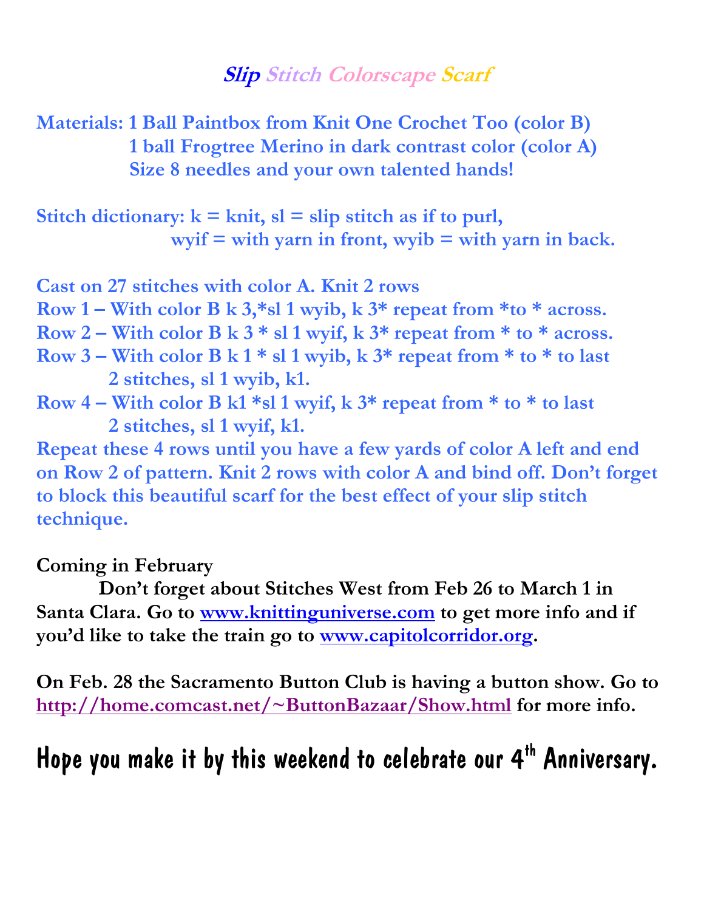# ***Slip Stitch Colorscape Scarf***

**Materials: 1 Ball Paintbox from Knit One Crochet Too (color B)**
**1 ball Frogtree Merino in dark contrast color (color A)**
**Size 8 needles and your own talented hands!**

**Stitch dictionary: k = knit, sl = slip stitch as if to purl,**
**wyif = with yarn in front, wyib = with yarn in back.**

**Cast on 27 stitches with color A. Knit 2 rows**
**Row 1 – With color B k 3,*sl 1 wyib, k 3* repeat from *to * across.**
**Row 2 – With color B k 3 * sl 1 wyif, k 3* repeat from * to * across.**
**Row 3 – With color B k 1 * sl 1 wyib, k 3* repeat from * to * to last 2 stitches, sl 1 wyib, k1.**
**Row 4 – With color B k1 *sl 1 wyif, k 3* repeat from * to * to last 2 stitches, sl 1 wyif, k1.**
**Repeat these 4 rows until you have a few yards of color A left and end on Row 2 of pattern. Knit 2 rows with color A and bind off. Don't forget to block this beautiful scarf for the best effect of your slip stitch technique.**

**Coming in February**

**Don't forget about Stitches West from Feb 26 to March 1 in Santa Clara. Go to www.knittinguniverse.com to get more info and if you'd like to take the train go to www.capitolcorridor.org.**

**On Feb. 28 the Sacramento Button Club is having a button show. Go to http://home.comcast.net/~ButtonBazaar/Show.html for more info.**

## Hope you make it by this weekend to celebrate our 4th Anniversary.